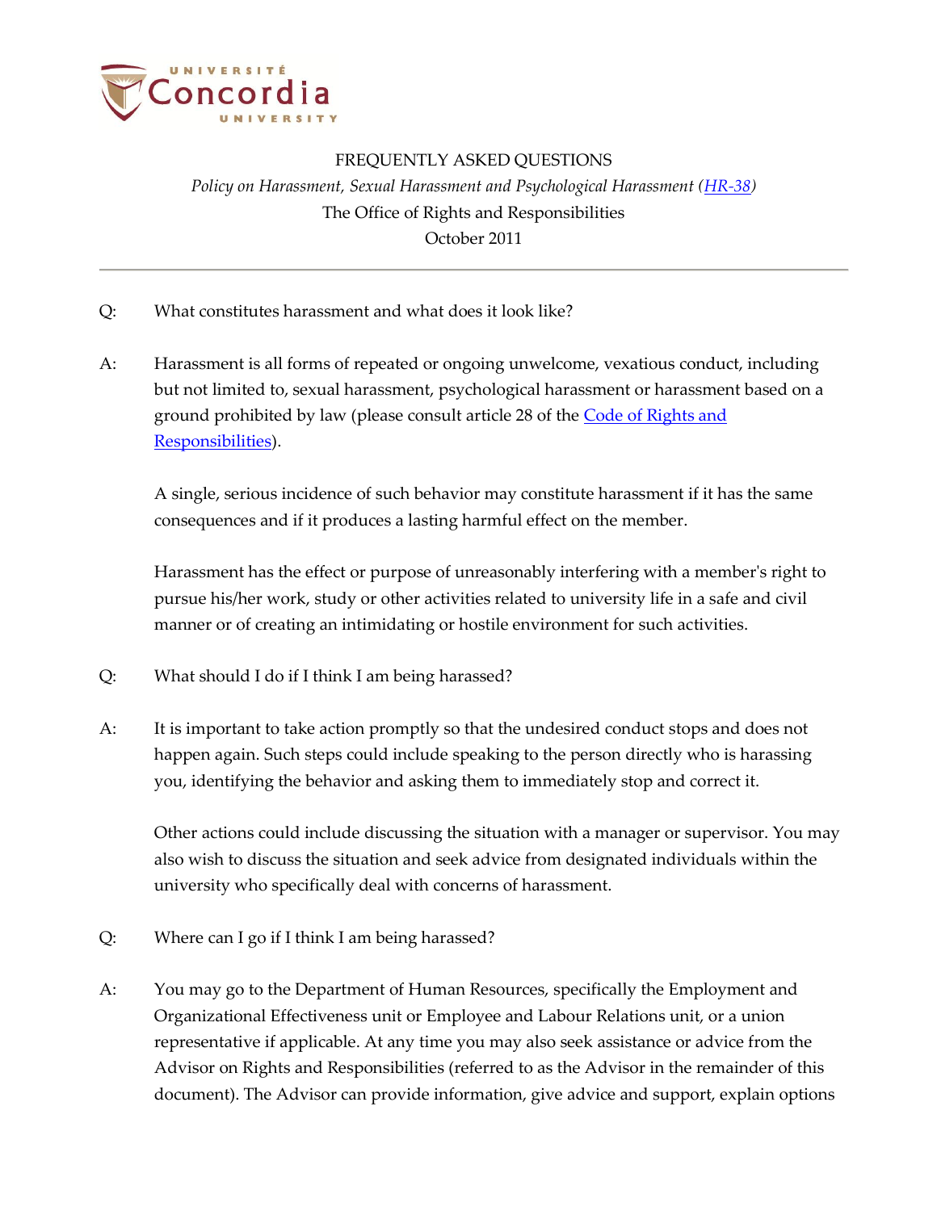FREQUENTLY ASKED QUESTIONS

*Policy on Harassment, Sexual Harassment and Psychological Harassment (HR-38)*

The Office of Rights and Responsibilities

October 2011

---

Q: What constitutes harassment and what does it look like?

A: Harassment is all forms of repeated or ongoing unwelcome, vexatious conduct, including but not limited to, sexual harassment, psychological harassment or harassment based on a ground prohibited by law (please consult article 28 of the Code of Rights and Responsibilities).

A single, serious incidence of such behavior may constitute harassment if it has the same consequences and if it produces a lasting harmful effect on the member.

Harassment has the effect or purpose of unreasonably interfering with a member's right to pursue his/her work, study or other activities related to university life in a safe and civil manner or of creating an intimidating or hostile environment for such activities.

Q: What should I do if I think I am being harassed?

A: It is important to take action promptly so that the undesired conduct stops and does not happen again. Such steps could include speaking to the person directly who is harassing you, identifying the behavior and asking them to immediately stop and correct it.

Other actions could include discussing the situation with a manager or supervisor. You may also wish to discuss the situation and seek advice from designated individuals within the university who specifically deal with concerns of harassment.

Q: Where can I go if I think I am being harassed?

A: You may go to the Department of Human Resources, specifically the Employment and Organizational Effectiveness unit or Employee and Labour Relations unit, or a union representative if applicable. At any time you may also seek assistance or advice from the Advisor on Rights and Responsibilities (referred to as the Advisor in the remainder of this document). The Advisor can provide information, give advice and support, explain options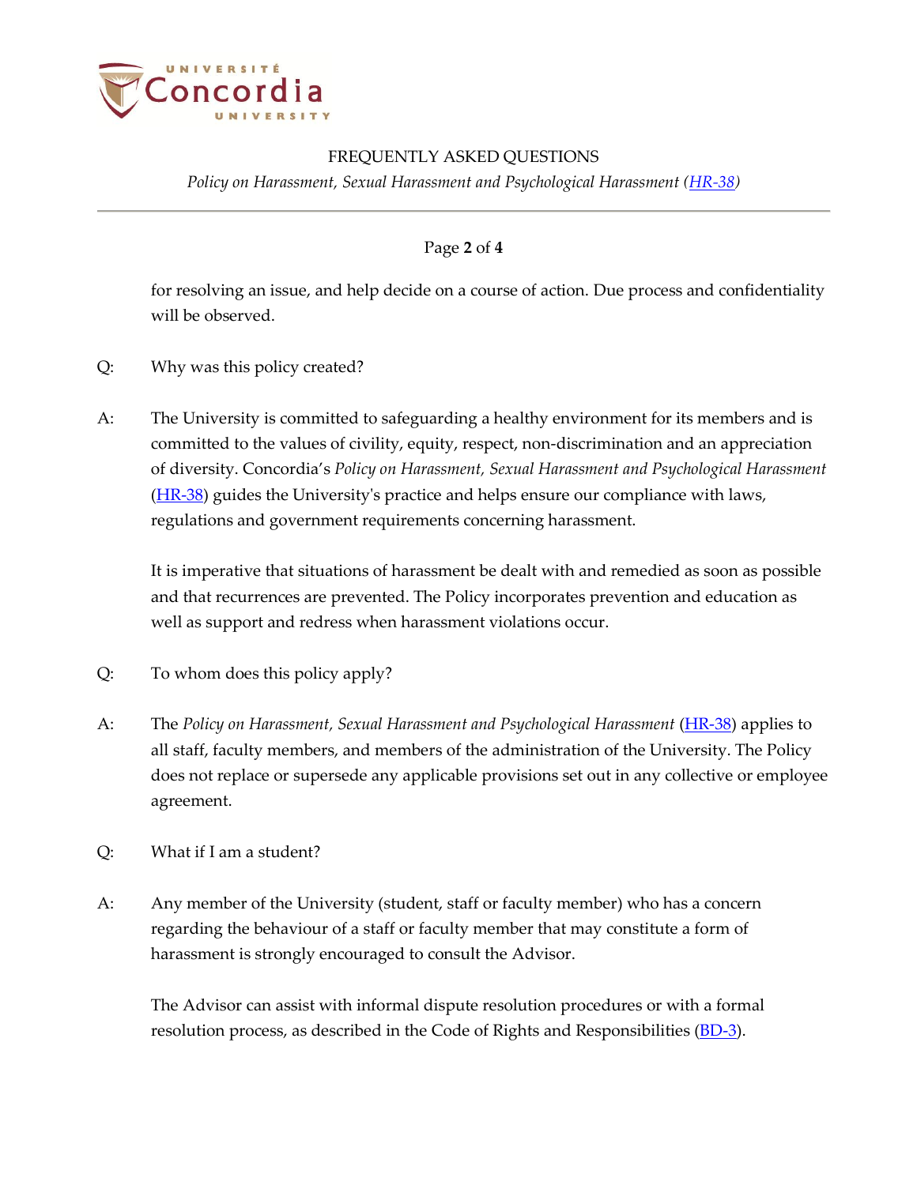for resolving an issue, and help decide on a course of action. Due process and confidentiality will be observed.

Q: Why was this policy created?

A: The University is committed to safeguarding a healthy environment for its members and is committed to the values of civility, equity, respect, non-discrimination and an appreciation of diversity. Concordia's *Policy on Harassment, Sexual Harassment and Psychological Harassment* (HR-38) guides the University's practice and helps ensure our compliance with laws, regulations and government requirements concerning harassment.

It is imperative that situations of harassment be dealt with and remedied as soon as possible and that recurrences are prevented. The Policy incorporates prevention and education as well as support and redress when harassment violations occur.

Q: To whom does this policy apply?

A: The *Policy on Harassment, Sexual Harassment and Psychological Harassment* (HR-38) applies to all staff, faculty members, and members of the administration of the University. The Policy does not replace or supersede any applicable provisions set out in any collective or employee agreement.

Q: What if I am a student?

A: Any member of the University (student, staff or faculty member) who has a concern regarding the behaviour of a staff or faculty member that may constitute a form of harassment is strongly encouraged to consult the Advisor.

The Advisor can assist with informal dispute resolution procedures or with a formal resolution process, as described in the Code of Rights and Responsibilities (BD-3).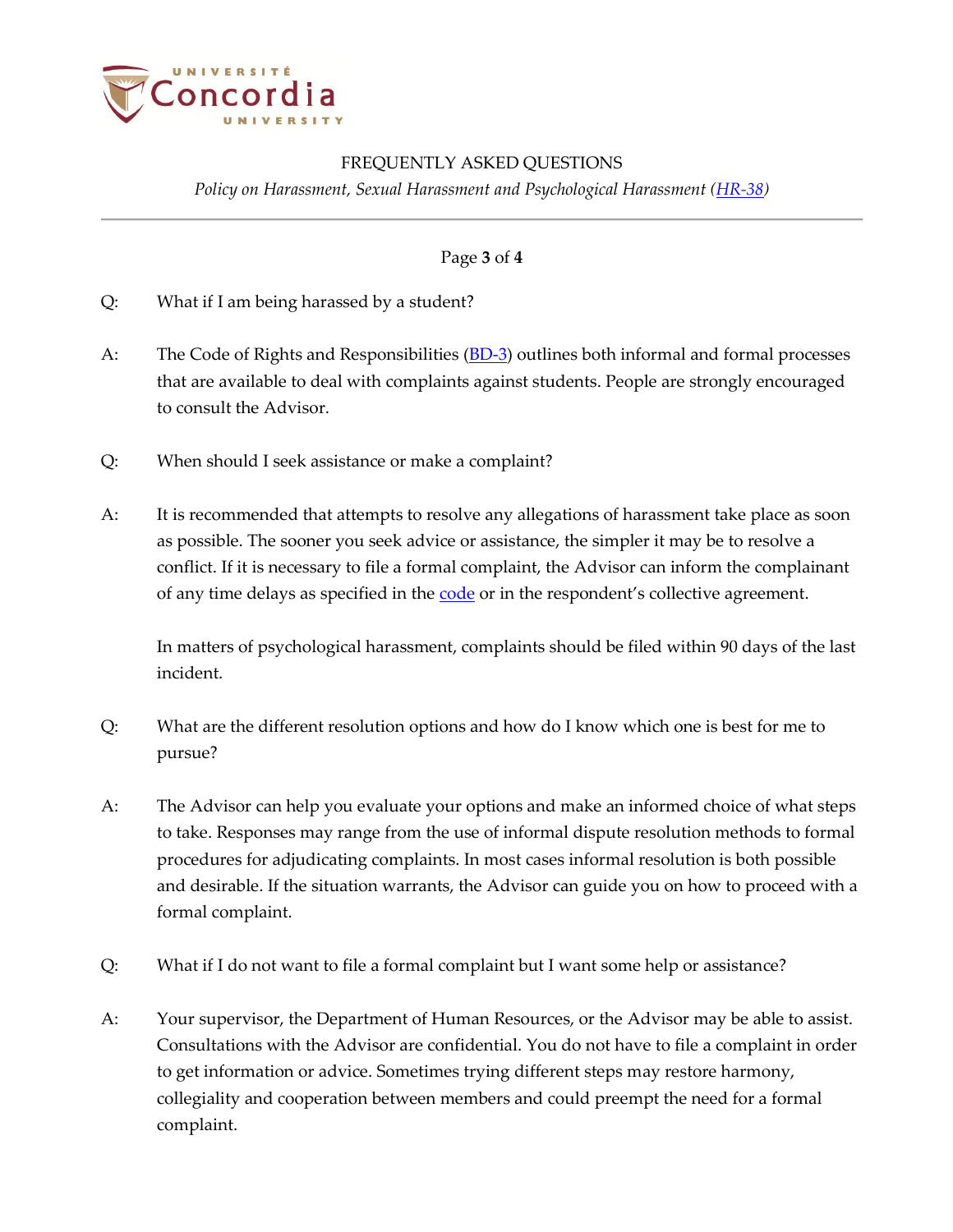Q: What if I am being harassed by a student?

A: The Code of Rights and Responsibilities ([BD-3](BD-3)) outlines both informal and formal processes that are available to deal with complaints against students. People are strongly encouraged to consult the Advisor.

Q: When should I seek assistance or make a complaint?

A: It is recommended that attempts to resolve any allegations of harassment take place as soon as possible. The sooner you seek advice or assistance, the simpler it may be to resolve a conflict. If it is necessary to file a formal complaint, the Advisor can inform the complainant of any time delays as specified in the [code](code) or in the respondent's collective agreement.

In matters of psychological harassment, complaints should be filed within 90 days of the last incident.

Q: What are the different resolution options and how do I know which one is best for me to pursue?

A: The Advisor can help you evaluate your options and make an informed choice of what steps to take. Responses may range from the use of informal dispute resolution methods to formal procedures for adjudicating complaints. In most cases informal resolution is both possible and desirable. If the situation warrants, the Advisor can guide you on how to proceed with a formal complaint.

Q: What if I do not want to file a formal complaint but I want some help or assistance?

A: Your supervisor, the Department of Human Resources, or the Advisor may be able to assist. Consultations with the Advisor are confidential. You do not have to file a complaint in order to get information or advice. Sometimes trying different steps may restore harmony, collegiality and cooperation between members and could preempt the need for a formal complaint.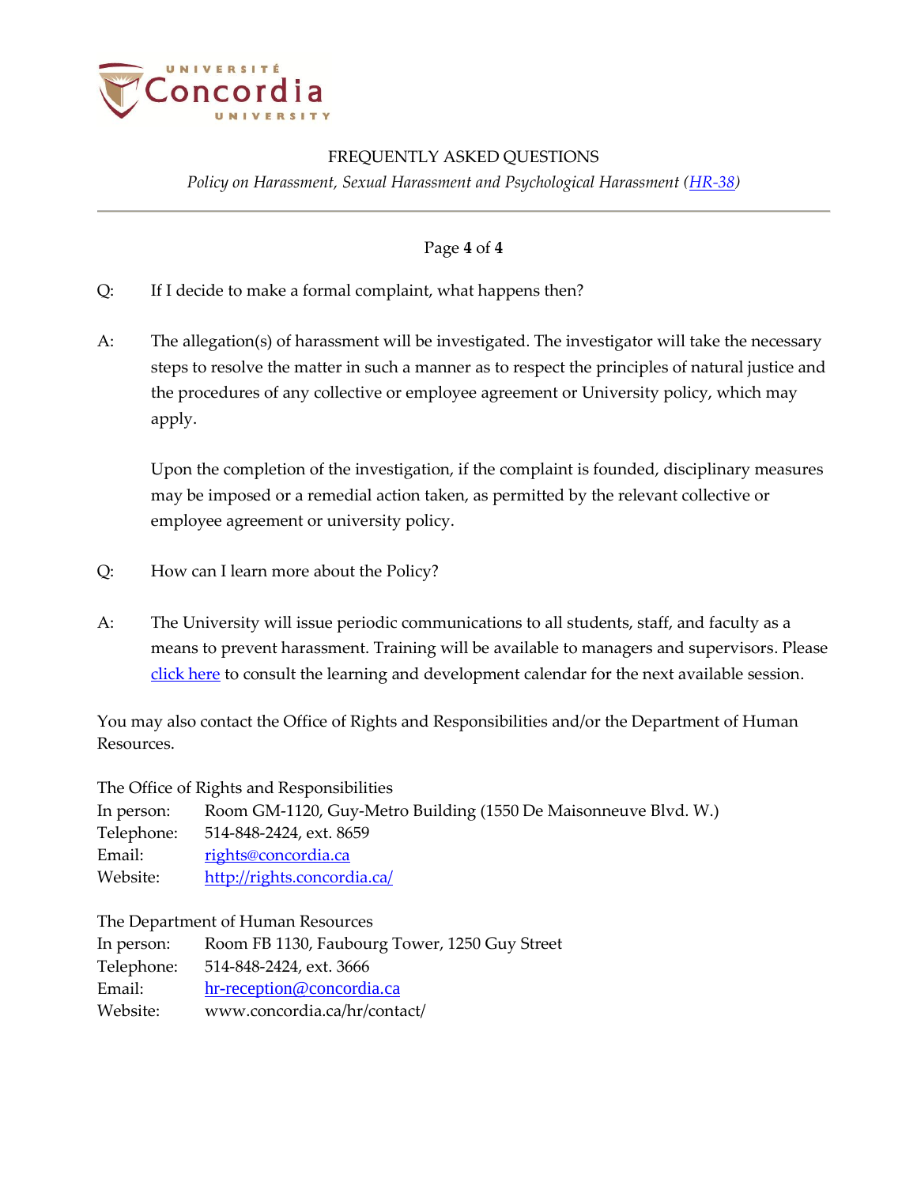Q: If I decide to make a formal complaint, what happens then?

A: The allegation(s) of harassment will be investigated. The investigator will take the necessary steps to resolve the matter in such a manner as to respect the principles of natural justice and the procedures of any collective or employee agreement or University policy, which may apply.

Upon the completion of the investigation, if the complaint is founded, disciplinary measures may be imposed or a remedial action taken, as permitted by the relevant collective or employee agreement or university policy.

Q: How can I learn more about the Policy?

A: The University will issue periodic communications to all students, staff, and faculty as a means to prevent harassment. Training will be available to managers and supervisors. Please click here to consult the learning and development calendar for the next available session.

You may also contact the Office of Rights and Responsibilities and/or the Department of Human Resources.

The Office of Rights and Responsibilities

| | |
|---|---|
| In person: | Room GM-1120, Guy-Metro Building (1550 De Maisonneuve Blvd. W.) |
| Telephone: | 514-848-2424, ext. 8659 |
| Email: | rights@concordia.ca |
| Website: | http://rights.concordia.ca/ |

The Department of Human Resources

| | |
|---|---|
| In person: | Room FB 1130, Faubourg Tower, 1250 Guy Street |
| Telephone: | 514-848-2424, ext. 3666 |
| Email: | hr-reception@concordia.ca |
| Website: | www.concordia.ca/hr/contact/ |